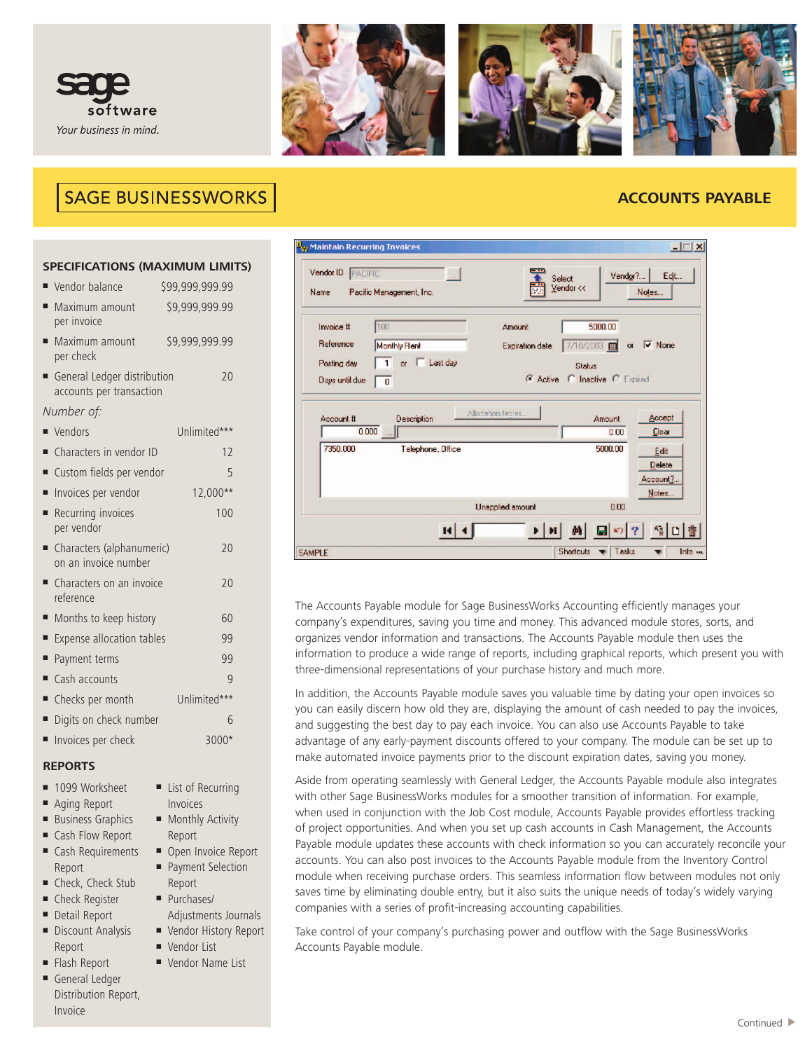sage software

*Your business in mind.*

# SAGE BUSINESSWORKS

## ACCOUNTS PAYABLE

### SPECIFICATIONS (MAXIMUM LIMITS)

| | |
|---|---|
| Vendor balance | $99,999,999.99 |
| Maximum amount per invoice | $9,999,999.99 |
| Maximum amount per check | $9,999,999.99 |
| General Ledger distribution accounts per transaction | 20 |

*Number of:*

| | |
|---|---|
| Vendors | Unlimited*** |
| Characters in vendor ID | 12 |
| Custom fields per vendor | 5 |
| Invoices per vendor | 12,000** |
| Recurring invoices per vendor | 100 |
| Characters (alphanumeric) on an invoice number | 20 |
| Characters on an invoice reference | 20 |
| Months to keep history | 60 |
| Expense allocation tables | 99 |
| Payment terms | 99 |
| Cash accounts | 9 |
| Checks per month | Unlimited*** |
| Digits on check number | 6 |
| Invoices per check | 3000* |

### REPORTS

- 1099 Worksheet
- Aging Report
- Business Graphics
- Cash Flow Report
- Cash Requirements Report
- Check, Check Stub
- Check Register
- Detail Report
- Discount Analysis Report
- Flash Report
- General Ledger Distribution Report, Invoice
- List of Recurring Invoices
- Monthly Activity Report
- Open Invoice Report
- Payment Selection Report
- Purchases/ Adjustments Journals
- Vendor History Report
- Vendor List
- Vendor Name List

The Accounts Payable module for Sage BusinessWorks Accounting efficiently manages your company's expenditures, saving you time and money. This advanced module stores, sorts, and organizes vendor information and transactions. The Accounts Payable module then uses the information to produce a wide range of reports, including graphical reports, which present you with three-dimensional representations of your purchase history and much more.

In addition, the Accounts Payable module saves you valuable time by dating your open invoices so you can easily discern how old they are, displaying the amount of cash needed to pay the invoices, and suggesting the best day to pay each invoice. You can also use Accounts Payable to take advantage of any early-payment discounts offered to your company. The module can be set up to make automated invoice payments prior to the discount expiration dates, saving you money.

Aside from operating seamlessly with General Ledger, the Accounts Payable module also integrates with other Sage BusinessWorks modules for a smoother transition of information. For example, when used in conjunction with the Job Cost module, Accounts Payable provides effortless tracking of project opportunities. And when you set up cash accounts in Cash Management, the Accounts Payable module updates these accounts with check information so you can accurately reconcile your accounts. You can also post invoices to the Accounts Payable module from the Inventory Control module when receiving purchase orders. This seamless information flow between modules not only saves time by eliminating double entry, but it also suits the unique needs of today's widely varying companies with a series of profit-increasing accounting capabilities.

Take control of your company's purchasing power and outflow with the Sage BusinessWorks Accounts Payable module.

Continued ▶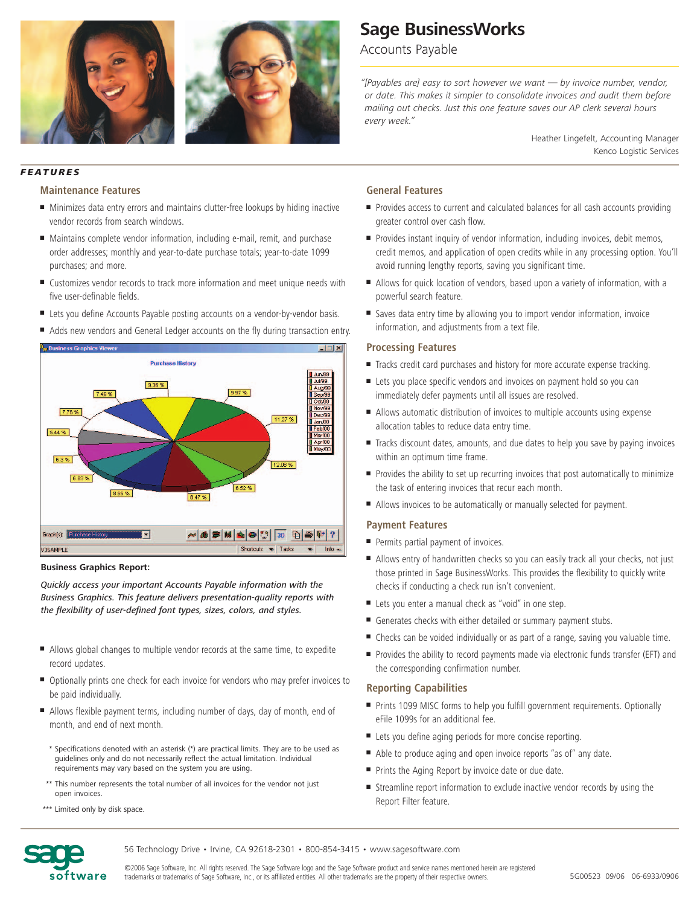# Sage BusinessWorks

Accounts Payable

*"[Payables are] easy to sort however we want — by invoice number, vendor, or date. This makes it simpler to consolidate invoices and audit them before mailing out checks. Just this one feature saves our AP clerk several hours every week."*

Heather Lingefelt, Accounting Manager
Kenco Logistic Services

## FEATURES

### Maintenance Features

- Minimizes data entry errors and maintains clutter-free lookups by hiding inactive vendor records from search windows.
- Maintains complete vendor information, including e-mail, remit, and purchase order addresses; monthly and year-to-date purchase totals; year-to-date 1099 purchases; and more.
- Customizes vendor records to track more information and meet unique needs with five user-definable fields.
- Lets you define Accounts Payable posting accounts on a vendor-by-vendor basis.
- Adds new vendors and General Ledger accounts on the fly during transaction entry.

Business Graphics Viewer

Purchase History

9.36 % 9.97 % 7.46 % 7.76 % 11.27 % 5.44 % 6.3 % 12.08 % 6.83 % 6.52 % 8.55 % 8.47 %

Jun/99 Jul/99 Aug/99 Sep/99 Oct/99 Nov/99 Dec/99 Jan/00 Feb/00 Mar/00 Apr/00 May/00

Graph(s): Purchase History

V3SAMPLE Shortcuts Tasks Info

**Business Graphics Report:**

*Quickly access your important Accounts Payable information with the Business Graphics. This feature delivers presentation-quality reports with the flexibility of user-defined font types, sizes, colors, and styles.*

- Allows global changes to multiple vendor records at the same time, to expedite record updates.
- Optionally prints one check for each invoice for vendors who may prefer invoices to be paid individually.
- Allows flexible payment terms, including number of days, day of month, end of month, and end of next month.

\* Specifications denoted with an asterisk (*) are practical limits. They are to be used as guidelines only and do not necessarily reflect the actual limitation. Individual requirements may vary based on the system you are using.

\*\* This number represents the total number of all invoices for the vendor not just open invoices.

\*\*\* Limited only by disk space.

### General Features

- Provides access to current and calculated balances for all cash accounts providing greater control over cash flow.
- Provides instant inquiry of vendor information, including invoices, debit memos, credit memos, and application of open credits while in any processing option. You'll avoid running lengthy reports, saving you significant time.
- Allows for quick location of vendors, based upon a variety of information, with a powerful search feature.
- Saves data entry time by allowing you to import vendor information, invoice information, and adjustments from a text file.

### Processing Features

- Tracks credit card purchases and history for more accurate expense tracking.
- Lets you place specific vendors and invoices on payment hold so you can immediately defer payments until all issues are resolved.
- Allows automatic distribution of invoices to multiple accounts using expense allocation tables to reduce data entry time.
- Tracks discount dates, amounts, and due dates to help you save by paying invoices within an optimum time frame.
- Provides the ability to set up recurring invoices that post automatically to minimize the task of entering invoices that recur each month.
- Allows invoices to be automatically or manually selected for payment.

### Payment Features

- Permits partial payment of invoices.
- Allows entry of handwritten checks so you can easily track all your checks, not just those printed in Sage BusinessWorks. This provides the flexibility to quickly write checks if conducting a check run isn't convenient.
- Lets you enter a manual check as "void" in one step.
- Generates checks with either detailed or summary payment stubs.
- Checks can be voided individually or as part of a range, saving you valuable time.
- Provides the ability to record payments made via electronic funds transfer (EFT) and the corresponding confirmation number.

### Reporting Capabilities

- Prints 1099 MISC forms to help you fulfill government requirements. Optionally eFile 1099s for an additional fee.
- Lets you define aging periods for more concise reporting.
- Able to produce aging and open invoice reports "as of" any date.
- Prints the Aging Report by invoice date or due date.
- Streamline report information to exclude inactive vendor records by using the Report Filter feature.

sage software

56 Technology Drive • Irvine, CA 92618-2301 • 800-854-3415 • www.sagesoftware.com

©2006 Sage Software, Inc. All rights reserved. The Sage Software logo and the Sage Software product and service names mentioned herein are registered trademarks or trademarks of Sage Software, Inc., or its affiliated entities. All other trademarks are the property of their respective owners.

5G00523 09/06 06-6933/0906